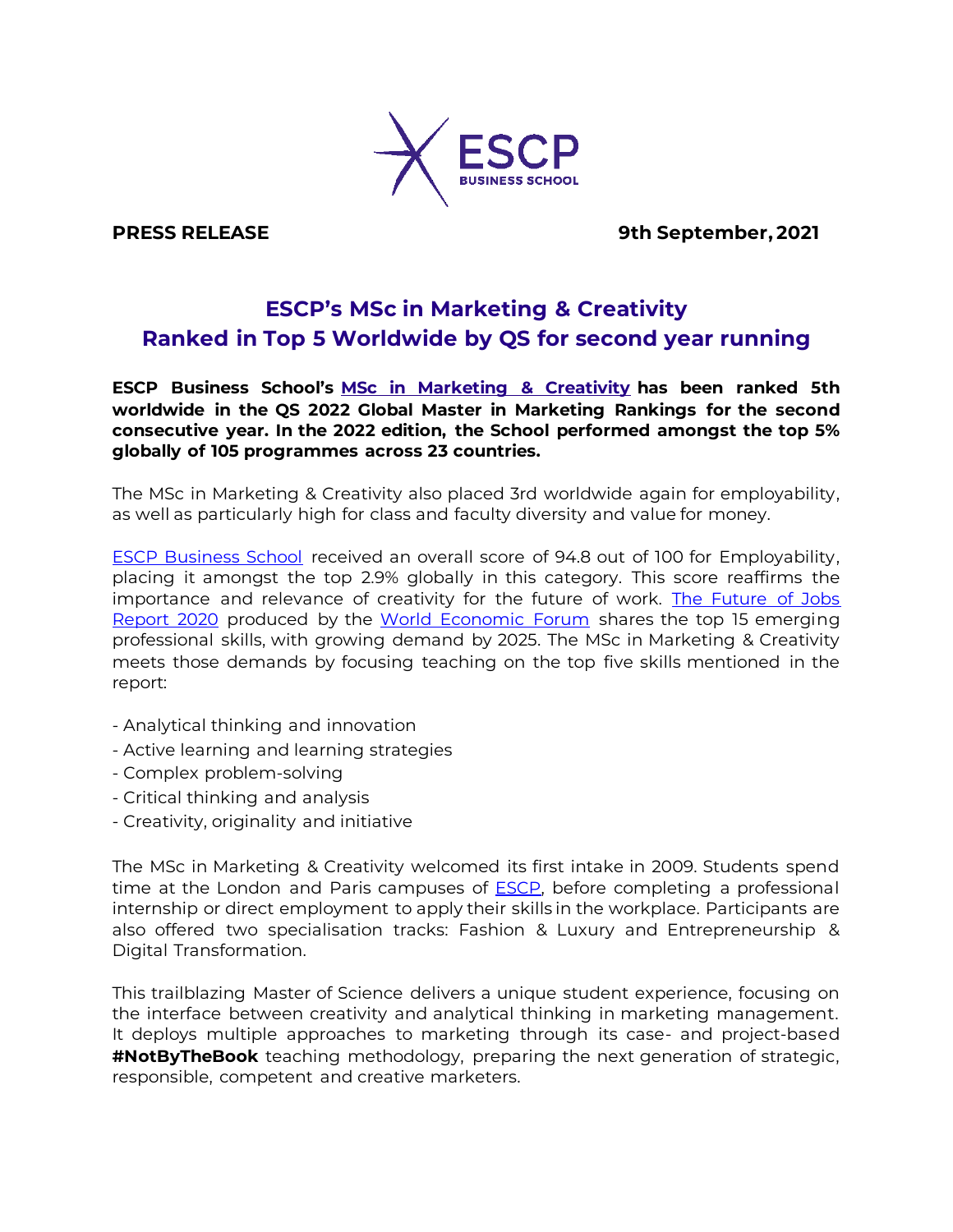**PRESS RELEASE** **9th September, 2021**

# ESCP's MSc in Marketing & Creativity Ranked in Top 5 Worldwide by QS for second year running

**ESCP Business School's MSc in Marketing & Creativity has been ranked 5th worldwide in the QS 2022 Global Master in Marketing Rankings for the second consecutive year. In the 2022 edition, the School performed amongst the top 5% globally of 105 programmes across 23 countries.**

The MSc in Marketing & Creativity also placed 3rd worldwide again for employability, as well as particularly high for class and faculty diversity and value for money.

ESCP Business School received an overall score of 94.8 out of 100 for Employability, placing it amongst the top 2.9% globally in this category. This score reaffirms the importance and relevance of creativity for the future of work. The Future of Jobs Report 2020 produced by the World Economic Forum shares the top 15 emerging professional skills, with growing demand by 2025. The MSc in Marketing & Creativity meets those demands by focusing teaching on the top five skills mentioned in the report:

- Analytical thinking and innovation
- Active learning and learning strategies
- Complex problem-solving
- Critical thinking and analysis
- Creativity, originality and initiative

The MSc in Marketing & Creativity welcomed its first intake in 2009. Students spend time at the London and Paris campuses of ESCP, before completing a professional internship or direct employment to apply their skills in the workplace. Participants are also offered two specialisation tracks: Fashion & Luxury and Entrepreneurship & Digital Transformation.

This trailblazing Master of Science delivers a unique student experience, focusing on the interface between creativity and analytical thinking in marketing management. It deploys multiple approaches to marketing through its case- and project-based **#NotByTheBook** teaching methodology, preparing the next generation of strategic, responsible, competent and creative marketers.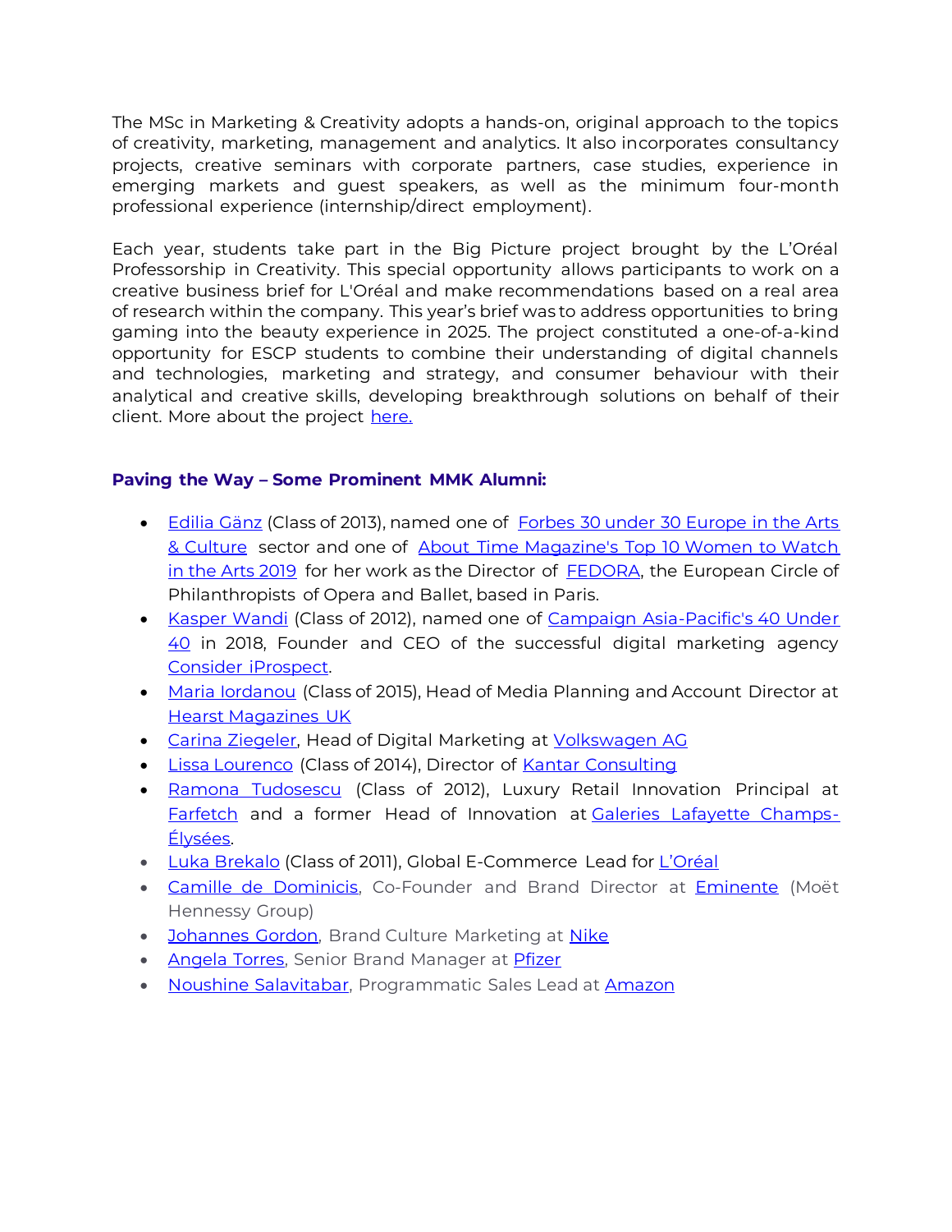The MSc in Marketing & Creativity adopts a hands-on, original approach to the topics of creativity, marketing, management and analytics. It also incorporates consultancy projects, creative seminars with corporate partners, case studies, experience in emerging markets and guest speakers, as well as the minimum four-month professional experience (internship/direct employment).

Each year, students take part in the Big Picture project brought by the L'Oréal Professorship in Creativity. This special opportunity allows participants to work on a creative business brief for L'Oréal and make recommendations based on a real area of research within the company. This year's brief was to address opportunities to bring gaming into the beauty experience in 2025. The project constituted a one-of-a-kind opportunity for ESCP students to combine their understanding of digital channels and technologies, marketing and strategy, and consumer behaviour with their analytical and creative skills, developing breakthrough solutions on behalf of their client. More about the project here.

### Paving the Way – Some Prominent MMK Alumni:

- Edilia Gänz (Class of 2013), named one of Forbes 30 under 30 Europe in the Arts & Culture sector and one of About Time Magazine's Top 10 Women to Watch in the Arts 2019 for her work as the Director of FEDORA, the European Circle of Philanthropists of Opera and Ballet, based in Paris.
- Kasper Wandi (Class of 2012), named one of Campaign Asia-Pacific's 40 Under 40 in 2018, Founder and CEO of the successful digital marketing agency Consider iProspect.
- Maria Iordanou (Class of 2015), Head of Media Planning and Account Director at Hearst Magazines UK
- Carina Ziegeler, Head of Digital Marketing at Volkswagen AG
- Lissa Lourenco (Class of 2014), Director of Kantar Consulting
- Ramona Tudosescu (Class of 2012), Luxury Retail Innovation Principal at Farfetch and a former Head of Innovation at Galeries Lafayette Champs-Élysées.
- Luka Brekalo (Class of 2011), Global E-Commerce Lead for L'Oréal
- Camille de Dominicis, Co-Founder and Brand Director at Eminente (Moët Hennessy Group)
- Johannes Gordon, Brand Culture Marketing at Nike
- Angela Torres, Senior Brand Manager at Pfizer
- Noushine Salavitabar, Programmatic Sales Lead at Amazon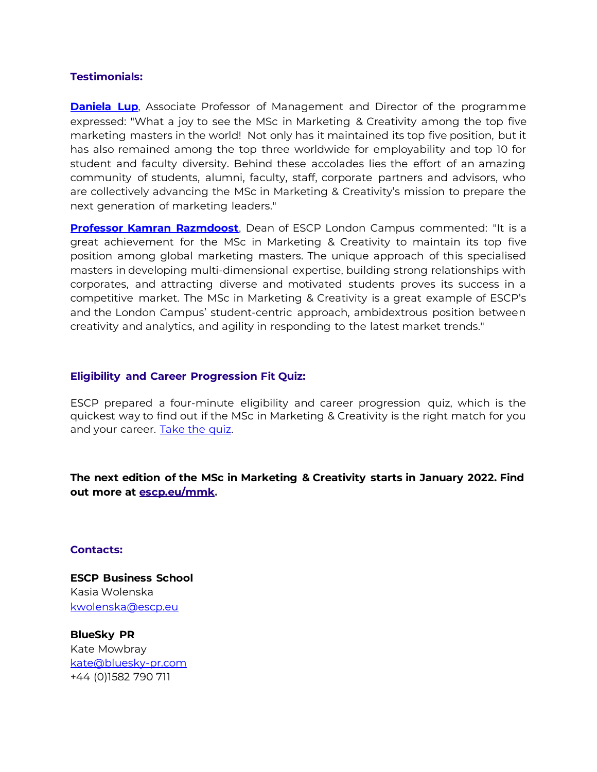**Testimonials:**

**Daniela Lup**, Associate Professor of Management and Director of the programme expressed: "What a joy to see the MSc in Marketing & Creativity among the top five marketing masters in the world! Not only has it maintained its top five position, but it has also remained among the top three worldwide for employability and top 10 for student and faculty diversity. Behind these accolades lies the effort of an amazing community of students, alumni, faculty, staff, corporate partners and advisors, who are collectively advancing the MSc in Marketing & Creativity's mission to prepare the next generation of marketing leaders."

**Professor Kamran Razmdoost**, Dean of ESCP London Campus commented: "It is a great achievement for the MSc in Marketing & Creativity to maintain its top five position among global marketing masters. The unique approach of this specialised masters in developing multi-dimensional expertise, building strong relationships with corporates, and attracting diverse and motivated students proves its success in a competitive market. The MSc in Marketing & Creativity is a great example of ESCP's and the London Campus' student-centric approach, ambidextrous position between creativity and analytics, and agility in responding to the latest market trends."

**Eligibility and Career Progression Fit Quiz:**

ESCP prepared a four-minute eligibility and career progression quiz, which is the quickest way to find out if the MSc in Marketing & Creativity is the right match for you and your career. Take the quiz.

**The next edition of the MSc in Marketing & Creativity starts in January 2022. Find out more at escp.eu/mmk.**

**Contacts:**

**ESCP Business School**
Kasia Wolenska
kwolenska@escp.eu

**BlueSky PR**
Kate Mowbray
kate@bluesky-pr.com
+44 (0)1582 790 711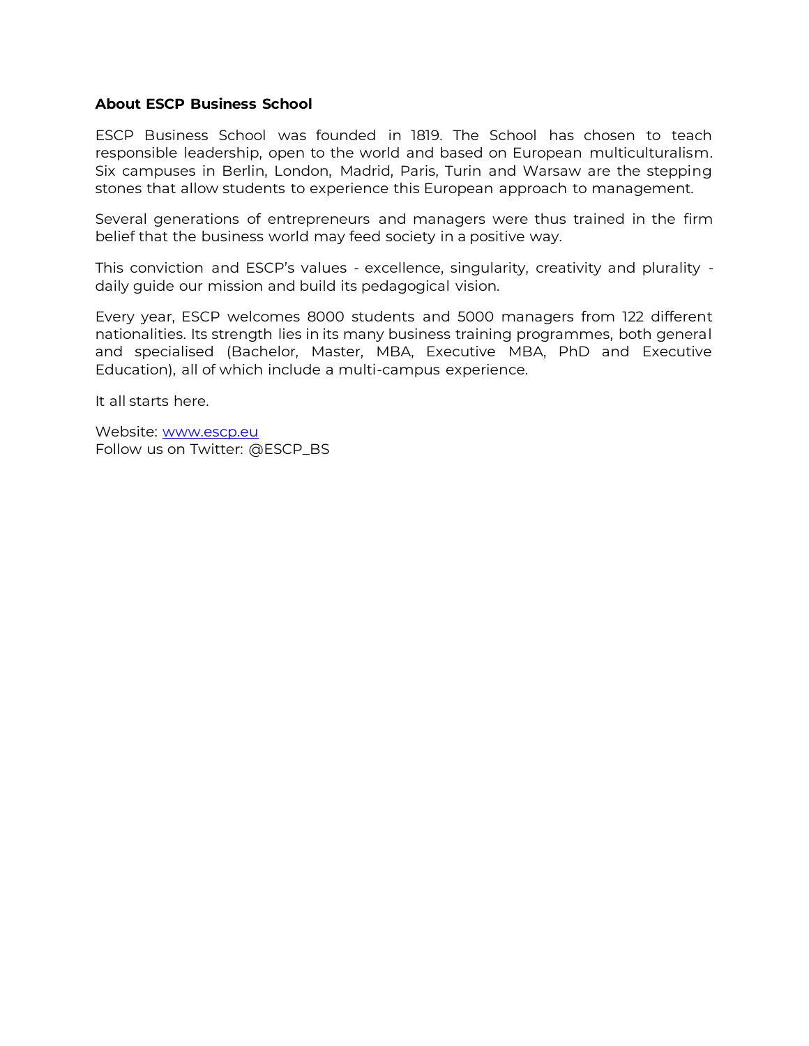**About ESCP Business School**

ESCP Business School was founded in 1819. The School has chosen to teach responsible leadership, open to the world and based on European multiculturalism. Six campuses in Berlin, London, Madrid, Paris, Turin and Warsaw are the stepping stones that allow students to experience this European approach to management.

Several generations of entrepreneurs and managers were thus trained in the firm belief that the business world may feed society in a positive way.

This conviction and ESCP's values - excellence, singularity, creativity and plurality - daily guide our mission and build its pedagogical vision.

Every year, ESCP welcomes 8000 students and 5000 managers from 122 different nationalities. Its strength lies in its many business training programmes, both general and specialised (Bachelor, Master, MBA, Executive MBA, PhD and Executive Education), all of which include a multi-campus experience.

It all starts here.

Website: [www.escp.eu](http://www.escp.eu)
Follow us on Twitter: @ESCP_BS